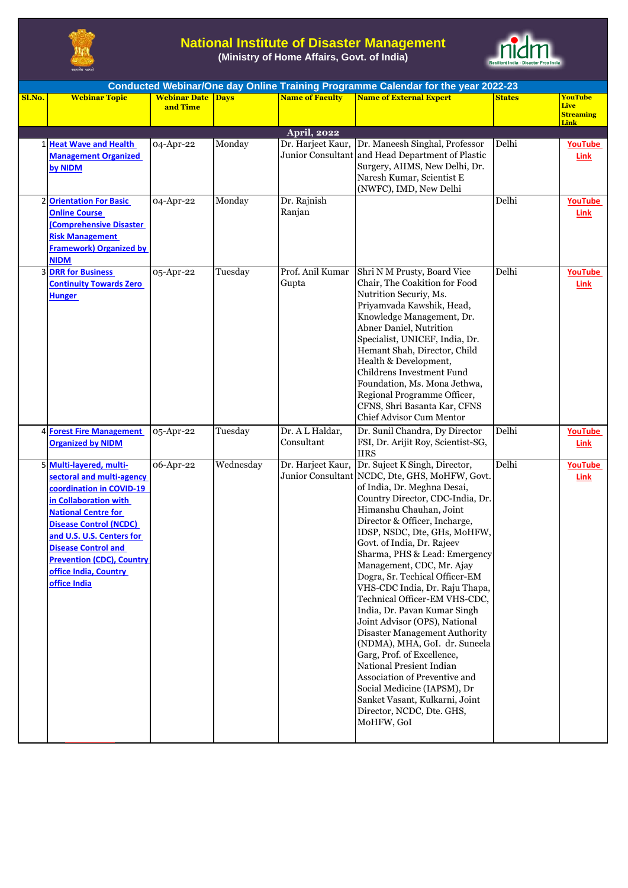# National Institute of Disaster Management

**(Ministry of Home Affairs, Govt. of India)**

## Conducted Webinar/One day Online Training Programme Calendar for the year 2022-23

| Sl.No. | Webinar Topic | Webinar Date and Time | Days | Name of Faculty | Name of External Expert | States | YouTube Live Streaming Link |
|---|---|---|---|---|---|---|---|
| | | | | **April, 2022** | | | |
| 1 | Heat Wave and Health Management Organized by NIDM | 04-Apr-22 | Monday | Dr. Harjeet Kaur, Junior Consultant | Dr. Maneesh Singhal, Professor and Head Department of Plastic Surgery, AIIMS, New Delhi, Dr. Naresh Kumar, Scientist E (NWFC), IMD, New Delhi | Delhi | YouTube Link |
| 2 | Orientation For Basic Online Course (Comprehensive Disaster Risk Management Framework) Organized by NIDM | 04-Apr-22 | Monday | Dr. Rajnish Ranjan | | Delhi | YouTube Link |
| 3 | DRR for Business Continuity Towards Zero Hunger | 05-Apr-22 | Tuesday | Prof. Anil Kumar Gupta | Shri N M Prusty, Board Vice Chair, The Coakition for Food Nutrition Securiy, Ms. Priyamvada Kawshik, Head, Knowledge Management, Dr. Abner Daniel, Nutrition Specialist, UNICEF, India, Dr. Hemant Shah, Director, Child Health & Development, Childrens Investment Fund Foundation, Ms. Mona Jethwa, Regional Programme Officer, CFNS, Shri Basanta Kar, CFNS Chief Advisor Cum Mentor | Delhi | YouTube Link |
| 4 | Forest Fire Management Organized by NIDM | 05-Apr-22 | Tuesday | Dr. A L Haldar, Consultant | Dr. Sunil Chandra, Dy Director FSI, Dr. Arijit Roy, Scientist-SG, IIRS | Delhi | YouTube Link |
| 5 | Multi-layered, multi-sectoral and multi-agency coordination in COVID-19 in Collaboration with National Centre for Disease Control (NCDC) and U.S. U.S. Centers for Disease Control and Prevention (CDC), Country office India, Country office India | 06-Apr-22 | Wednesday | Dr. Harjeet Kaur, Junior Consultant | Dr. Sujeet K Singh, Director, NCDC, Dte, GHS, MoHFW, Govt. of India, Dr. Meghna Desai, Country Director, CDC-India, Dr. Himanshu Chauhan, Joint Director & Officer, Incharge, IDSP, NSDC, Dte, GHs, MoHFW, Govt. of India, Dr. Rajeev Sharma, PHS & Lead: Emergency Management, CDC, Mr. Ajay Dogra, Sr. Techical Officer-EM VHS-CDC India, Dr. Raju Thapa, Technical Officer-EM VHS-CDC, India, Dr. Pavan Kumar Singh Joint Advisor (OPS), National Disaster Management Authority (NDMA), MHA, GoI. dr. Suneela Garg, Prof. of Excellence, National Presient Indian Association of Preventive and Social Medicine (IAPSM), Dr Sanket Vasant, Kulkarni, Joint Director, NCDC, Dte. GHS, MoHFW, GoI | Delhi | YouTube Link |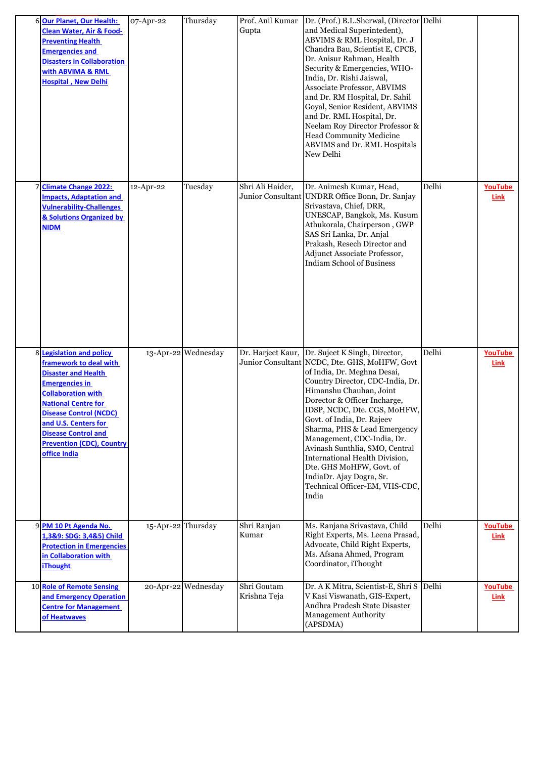| 6 | Our Planet, Our Health: Clean Water, Air & Food-Preventing Health Emergencies and Disasters in Collaboration with ABVIMA & RML Hospital , New Delhi | 07-Apr-22 | Thursday | Prof. Anil Kumar Gupta | Dr. (Prof.) B.L.Sherwal, (Director and Medical Superintendent), ABVIMS & RML Hospital, Dr. J Chandra Bau, Scientist E, CPCB, Dr. Anisur Rahman, Health Security & Emergencies, WHO-India, Dr. Rishi Jaiswal, Associate Professor, ABVIMS and Dr. RM Hospital, Dr. Sahil Goyal, Senior Resident, ABVIMS and Dr. RML Hospital, Dr. Neelam Roy Director Professor & Head Community Medicine ABVIMS and Dr. RML Hospitals New Delhi | Delhi | |
|---|---|---|---|---|---|---|---|
| 7 | Climate Change 2022: Impacts, Adaptation and Vulnerability-Challenges & Solutions Organized by NIDM | 12-Apr-22 | Tuesday | Shri Ali Haider, Junior Consultant | Dr. Animesh Kumar, Head, UNDRR Office Bonn, Dr. Sanjay Srivastava, Chief, DRR, UNESCAP, Bangkok, Ms. Kusum Athukorala, Chairperson , GWP SAS Sri Lanka, Dr. Anjal Prakash, Resech Director and Adjunct Associate Professor, Indiam School of Business | Delhi | YouTube Link |
| 8 | Legislation and policy framework to deal with Disaster and Health Emergencies in Collaboration with National Centre for Disease Control (NCDC) and U.S. Centers for Disease Control and Prevention (CDC), Country office India | 13-Apr-22 | Wednesday | Dr. Harjeet Kaur, Junior Consultant | Dr. Sujeet K Singh, Director, NCDC, Dte. GHS, MoHFW, Govt of India, Dr. Meghna Desai, Country Director, CDC-India, Dr. Himanshu Chauhan, Joint Dorector & Officer Incharge, IDSP, NCDC, Dte. CGS, MoHFW, Govt. of India, Dr. Rajeev Sharma, PHS & Lead Emergency Management, CDC-India, Dr. Avinash Sunthlia, SMO, Central International Health Division, Dte. GHS MoHFW, Govt. of IndiaDr. Ajay Dogra, Sr. Technical Officer-EM, VHS-CDC, India | Delhi | YouTube Link |
| 9 | PM 10 Pt Agenda No. 1,3&9: SDG: 3,4&5) Child Protection in Emergencies in Collaboration with iThought | 15-Apr-22 | Thursday | Shri Ranjan Kumar | Ms. Ranjana Srivastava, Child Right Experts, Ms. Leena Prasad, Advocate, Child Right Experts, Ms. Afsana Ahmed, Program Coordinator, iThought | Delhi | YouTube Link |
| 10 | Role of Remote Sensing and Emergency Operation Centre for Management of Heatwaves | 20-Apr-22 | Wednesday | Shri Goutam Krishna Teja | Dr. A K Mitra, Scientist-E, Shri S V Kasi Viswanath, GIS-Expert, Andhra Pradesh State Disaster Management Authority (APSDMA) | Delhi | YouTube Link |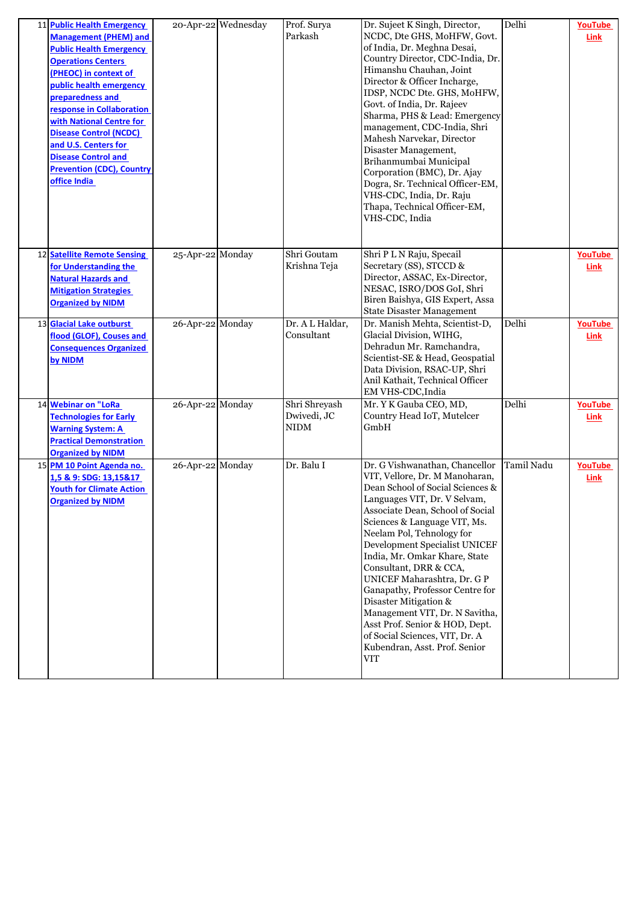| 11 | Public Health Emergency Management (PHEM) and Public Health Emergency Operations Centers (PHEOC) in context of public health emergency preparedness and response in Collaboration with National Centre for Disease Control (NCDC) and U.S. Centers for Disease Control and Prevention (CDC), Country office India | 20-Apr-22 | Wednesday | Prof. Surya Parkash | Dr. Sujeet K Singh, Director, NCDC, Dte GHS, MoHFW, Govt. of India, Dr. Meghna Desai, Country Director, CDC-India, Dr. Himanshu Chauhan, Joint Director & Officer Incharge, IDSP, NCDC Dte. GHS, MoHFW, Govt. of India, Dr. Rajeev Sharma, PHS & Lead: Emergency management, CDC-India, Shri Mahesh Narvekar, Director Disaster Management, Brihanmumbai Municipal Corporation (BMC), Dr. Ajay Dogra, Sr. Technical Officer-EM, VHS-CDC, India, Dr. Raju Thapa, Technical Officer-EM, VHS-CDC, India | Delhi | YouTube Link |
|---|---|---|---|---|---|---|---|
| 12 | Satellite Remote Sensing for Understanding the Natural Hazards and Mitigation Strategies Organized by NIDM | 25-Apr-22 | Monday | Shri Goutam Krishna Teja | Shri P L N Raju, Specail Secretary (SS), STCCD & Director, ASSAC, Ex-Director, NESAC, ISRO/DOS GoI, Shri Biren Baishya, GIS Expert, Assa State Disaster Management | | YouTube Link |
| 13 | Glacial Lake outburst flood (GLOF), Couses and Consequences Organized by NIDM | 26-Apr-22 | Monday | Dr. A L Haldar, Consultant | Dr. Manish Mehta, Scientist-D, Glacial Division, WIHG, Dehradun Mr. Ramchandra, Scientist-SE & Head, Geospatial Data Division, RSAC-UP, Shri Anil Kathait, Technical Officer EM VHS-CDC,India | Delhi | YouTube Link |
| 14 | Webinar on "LoRa Technologies for Early Warning System: A Practical Demonstration Organized by NIDM | 26-Apr-22 | Monday | Shri Shreyash Dwivedi, JC NIDM | Mr. Y K Gauba CEO, MD, Country Head IoT, Mutelcer GmbH | Delhi | YouTube Link |
| 15 | PM 10 Point Agenda no. 1,5 & 9: SDG: 13,15&17 Youth for Climate Action Organized by NIDM | 26-Apr-22 | Monday | Dr. Balu I | Dr. G Vishwanathan, Chancellor VIT, Vellore, Dr. M Manoharan, Dean School of Social Sciences & Languages VIT, Dr. V Selvam, Associate Dean, School of Social Sciences & Language VIT, Ms. Neelam Pol, Tehnology for Development Specialist UNICEF India, Mr. Omkar Khare, State Consultant, DRR & CCA, UNICEF Maharashtra, Dr. G P Ganapathy, Professor Centre for Disaster Mitigation & Management VIT, Dr. N Savitha, Asst Prof. Senior & HOD, Dept. of Social Sciences, VIT, Dr. A Kubendran, Asst. Prof. Senior VIT | Tamil Nadu | YouTube Link |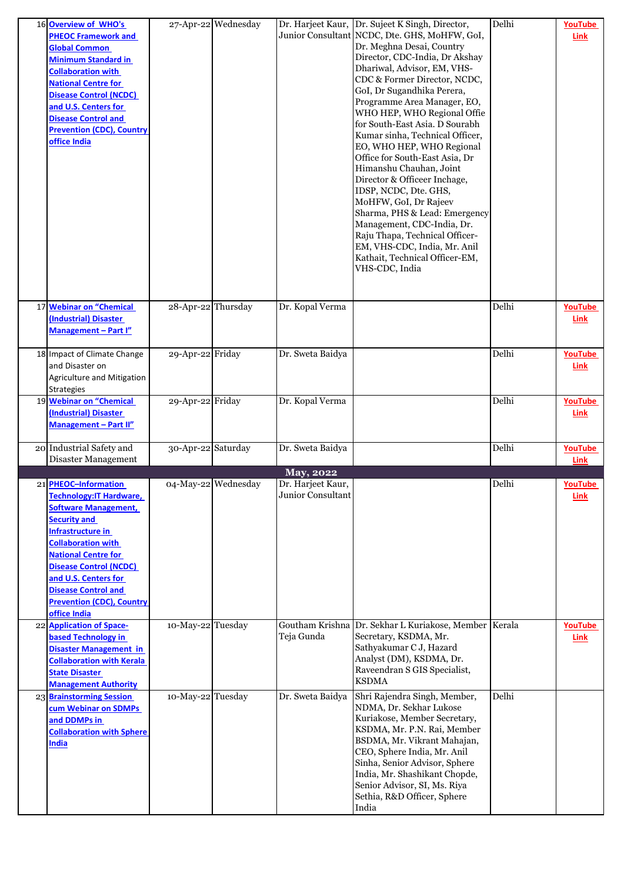| 16 | Overview of WHO's PHEOC Framework and Global Common Minimum Standard in Collaboration with National Centre for Disease Control (NCDC) and U.S. Centers for Disease Control and Prevention (CDC), Country office India | 27-Apr-22 | Wednesday | Dr. Harjeet Kaur, Junior Consultant | Dr. Sujeet K Singh, Director, NCDC, Dte. GHS, MoHFW, GoI, Dr. Meghna Desai, Country Director, CDC-India, Dr Akshay Dhariwal, Advisor, EM, VHS-CDC & Former Director, NCDC, GoI, Dr Sugandhika Perera, Programme Area Manager, EO, WHO HEP, WHO Regional Offie for South-East Asia. D Sourabh Kumar sinha, Technical Officer, EO, WHO HEP, WHO Regional Office for South-East Asia, Dr Himanshu Chauhan, Joint Director & Officeer Inchage, IDSP, NCDC, Dte. GHS, MoHFW, GoI, Dr Rajeev Sharma, PHS & Lead: Emergency Management, CDC-India, Dr. Raju Thapa, Technical Officer-EM, VHS-CDC, India, Mr. Anil Kathait, Technical Officer-EM, VHS-CDC, India | Delhi | YouTube Link |
|---|---|---|---|---|---|---|---|
| 17 | Webinar on "Chemical (Industrial) Disaster Management – Part I" | 28-Apr-22 | Thursday | Dr. Kopal Verma | | Delhi | YouTube Link |
| 18 | Impact of Climate Change and Disaster on Agriculture and Mitigation Strategies | 29-Apr-22 | Friday | Dr. Sweta Baidya | | Delhi | YouTube Link |
| 19 | Webinar on "Chemical (Industrial) Disaster Management – Part II" | 29-Apr-22 | Friday | Dr. Kopal Verma | | Delhi | YouTube Link |
| 20 | Industrial Safety and Disaster Management | 30-Apr-22 | Saturday | Dr. Sweta Baidya | | Delhi | YouTube Link |
| | | | **May, 2022** | | | | |
| 21 | PHEOC–Information Technology:IT Hardware, Software Management, Security and Infrastructure in Collaboration with National Centre for Disease Control (NCDC) and U.S. Centers for Disease Control and Prevention (CDC), Country office India | 04-May-22 | Wednesday | Dr. Harjeet Kaur, Junior Consultant | | Delhi | YouTube Link |
| 22 | Application of Space-based Technology in Disaster Management in Collaboration with Kerala State Disaster Management Authority | 10-May-22 | Tuesday | Goutham Krishna Teja Gunda | Dr. Sekhar L Kuriakose, Member Secretary, KSDMA, Mr. Sathyakumar C J, Hazard Analyst (DM), KSDMA, Dr. Raveendran S GIS Specialist, KSDMA | Kerala | YouTube Link |
| 23 | Brainstorming Session cum Webinar on SDMPs and DDMPs in Collaboration with Sphere India | 10-May-22 | Tuesday | Dr. Sweta Baidya | Shri Rajendra Singh, Member, NDMA, Dr. Sekhar Lukose Kuriakose, Member Secretary, KSDMA, Mr. P.N. Rai, Member BSDMA, Mr. Vikrant Mahajan, CEO, Sphere India, Mr. Anil Sinha, Senior Advisor, Sphere India, Mr. Shashikant Chopde, Senior Advisor, SI, Ms. Riya Sethia, R&D Officer, Sphere India | Delhi | |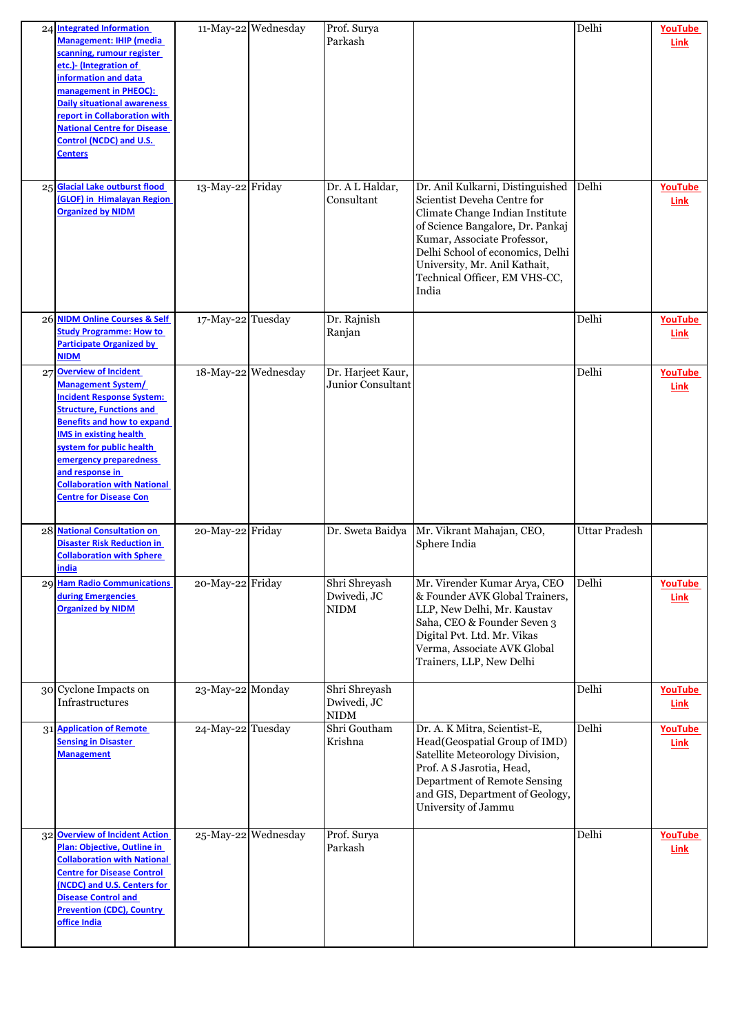| 24 | Integrated Information Management: IHIP (media scanning, rumour register etc.)- (Integration of information and data management in PHEOC): Daily situational awareness report in Collaboration with National Centre for Disease Control (NCDC) and U.S. Centers | 11-May-22 | Wednesday | Prof. Surya Parkash | | Delhi | YouTube Link |
|---|---|---|---|---|---|---|---|
| 25 | Glacial Lake outburst flood (GLOF) in Himalayan Region Organized by NIDM | 13-May-22 | Friday | Dr. A L Haldar, Consultant | Dr. Anil Kulkarni, Distinguished Scientist Deveha Centre for Climate Change Indian Institute of Science Bangalore, Dr. Pankaj Kumar, Associate Professor, Delhi School of economics, Delhi University, Mr. Anil Kathait, Technical Officer, EM VHS-CC, India | Delhi | YouTube Link |
| 26 | NIDM Online Courses & Self Study Programme: How to Participate Organized by NIDM | 17-May-22 | Tuesday | Dr. Rajnish Ranjan | | Delhi | YouTube Link |
| 27 | Overview of Incident Management System/ Incident Response System: Structure, Functions and Benefits and how to expand IMS in existing health system for public health emergency preparedness and response in Collaboration with National Centre for Disease Con | 18-May-22 | Wednesday | Dr. Harjeet Kaur, Junior Consultant | | Delhi | YouTube Link |
| 28 | National Consultation on Disaster Risk Reduction in Collaboration with Sphere india | 20-May-22 | Friday | Dr. Sweta Baidya | Mr. Vikrant Mahajan, CEO, Sphere India | Uttar Pradesh | |
| 29 | Ham Radio Communications during Emergencies Organized by NIDM | 20-May-22 | Friday | Shri Shreyash Dwivedi, JC NIDM | Mr. Virender Kumar Arya, CEO & Founder AVK Global Trainers, LLP, New Delhi, Mr. Kaustav Saha, CEO & Founder Seven 3 Digital Pvt. Ltd. Mr. Vikas Verma, Associate AVK Global Trainers, LLP, New Delhi | Delhi | YouTube Link |
| 30 | Cyclone Impacts on Infrastructures | 23-May-22 | Monday | Shri Shreyash Dwivedi, JC NIDM | | Delhi | YouTube Link |
| 31 | Application of Remote Sensing in Disaster Management | 24-May-22 | Tuesday | Shri Goutham Krishna | Dr. A. K Mitra, Scientist-E, Head(Geospatial Group of IMD) Satellite Meteorology Division, Prof. A S Jasrotia, Head, Department of Remote Sensing and GIS, Department of Geology, University of Jammu | Delhi | YouTube Link |
| 32 | Overview of Incident Action Plan: Objective, Outline in Collaboration with National Centre for Disease Control (NCDC) and U.S. Centers for Disease Control and Prevention (CDC), Country office India | 25-May-22 | Wednesday | Prof. Surya Parkash | | Delhi | YouTube Link |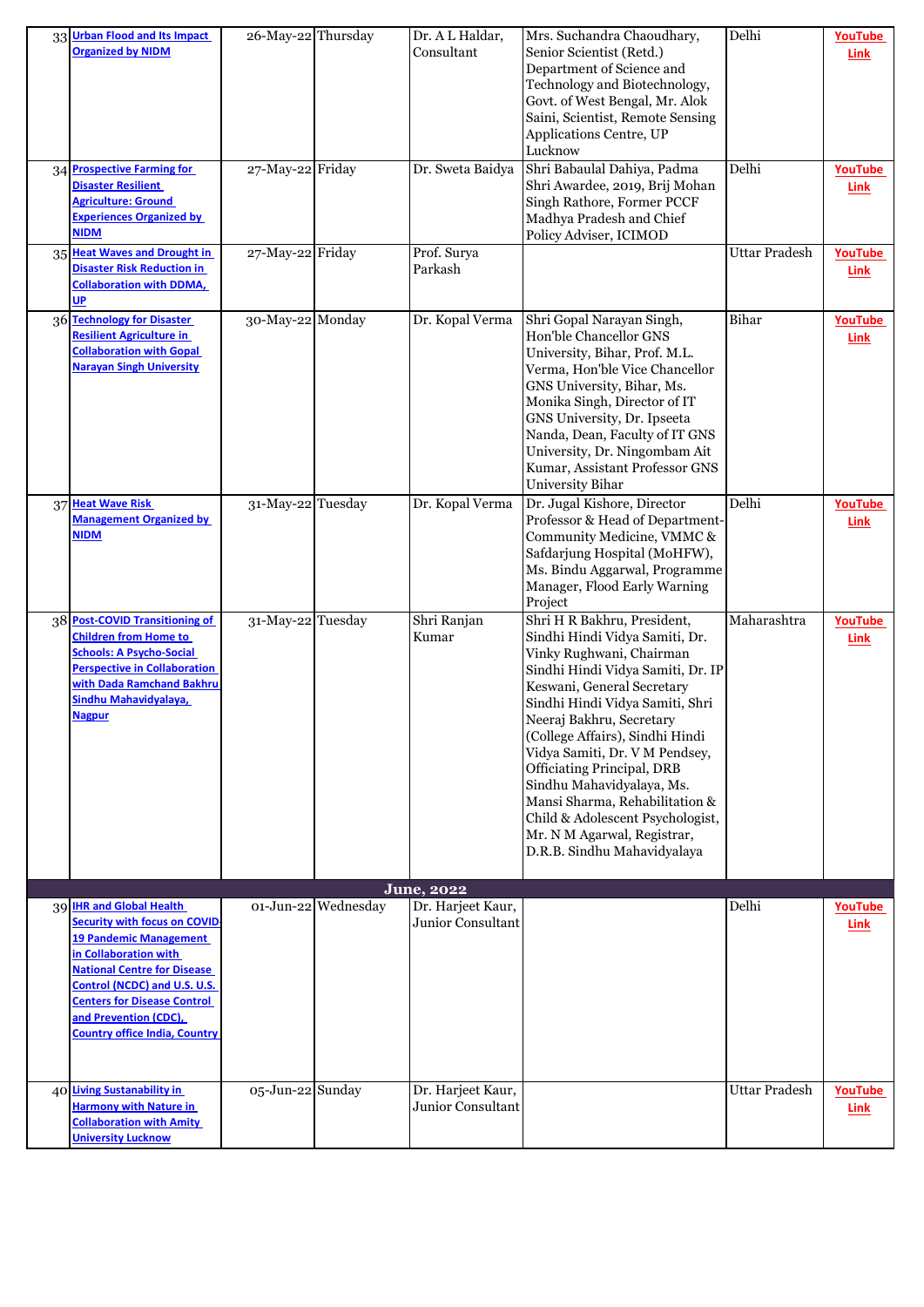| | | | | | | | |
|---|---|---|---|---|---|---|---|
| 33 | Urban Flood and Its Impact Organized by NIDM | 26-May-22 | Thursday | Dr. A L Haldar, Consultant | Mrs. Suchandra Chaoudhary, Senior Scientist (Retd.) Department of Science and Technology and Biotechnology, Govt. of West Bengal, Mr. Alok Saini, Scientist, Remote Sensing Applications Centre, UP Lucknow | Delhi | YouTube Link |
| 34 | Prospective Farming for Disaster Resilient Agriculture: Ground Experiences Organized by NIDM | 27-May-22 | Friday | Dr. Sweta Baidya | Shri Babaulal Dahiya, Padma Shri Awardee, 2019, Brij Mohan Singh Rathore, Former PCCF Madhya Pradesh and Chief Policy Adviser, ICIMOD | Delhi | YouTube Link |
| 35 | Heat Waves and Drought in Disaster Risk Reduction in Collaboration with DDMA, UP | 27-May-22 | Friday | Prof. Surya Parkash | | Uttar Pradesh | YouTube Link |
| 36 | Technology for Disaster Resilient Agriculture in Collaboration with Gopal Narayan Singh University | 30-May-22 | Monday | Dr. Kopal Verma | Shri Gopal Narayan Singh, Hon'ble Chancellor GNS University, Bihar, Prof. M.L. Verma, Hon'ble Vice Chancellor GNS University, Bihar, Ms. Monika Singh, Director of IT GNS University, Dr. Ipseeta Nanda, Dean, Faculty of IT GNS University, Dr. Ningombam Ait Kumar, Assistant Professor GNS University Bihar | Bihar | YouTube Link |
| 37 | Heat Wave Risk Management Organized by NIDM | 31-May-22 | Tuesday | Dr. Kopal Verma | Dr. Jugal Kishore, Director Professor & Head of Department-Community Medicine, VMMC & Safdarjung Hospital (MoHFW), Ms. Bindu Aggarwal, Programme Manager, Flood Early Warning Project | Delhi | YouTube Link |
| 38 | Post-COVID Transitioning of Children from Home to Schools: A Psycho-Social Perspective in Collaboration with Dada Ramchand Bakhru Sindhu Mahavidyalaya, Nagpur | 31-May-22 | Tuesday | Shri Ranjan Kumar | Shri H R Bakhru, President, Sindhi Hindi Vidya Samiti, Dr. Vinky Rughwani, Chairman Sindhi Hindi Vidya Samiti, Dr. IP Keswani, General Secretary Sindhi Hindi Vidya Samiti, Shri Neeraj Bakhru, Secretary (College Affairs), Sindhi Hindi Vidya Samiti, Dr. V M Pendsey, Officiating Principal, DRB Sindhu Mahavidyalaya, Ms. Mansi Sharma, Rehabilitation & Child & Adolescent Psychologist, Mr. N M Agarwal, Registrar, D.R.B. Sindhu Mahavidyalaya | Maharashtra | YouTube Link |
| | | | | **June, 2022** | | | |
| 39 | IHR and Global Health Security with focus on COVID-19 Pandemic Management in Collaboration with National Centre for Disease Control (NCDC) and U.S. U.S. Centers for Disease Control and Prevention (CDC), Country office India, Country | 01-Jun-22 | Wednesday | Dr. Harjeet Kaur, Junior Consultant | | Delhi | YouTube Link |
| 40 | Living Sustanability in Harmony with Nature in Collaboration with Amity University Lucknow | 05-Jun-22 | Sunday | Dr. Harjeet Kaur, Junior Consultant | | Uttar Pradesh | YouTube Link |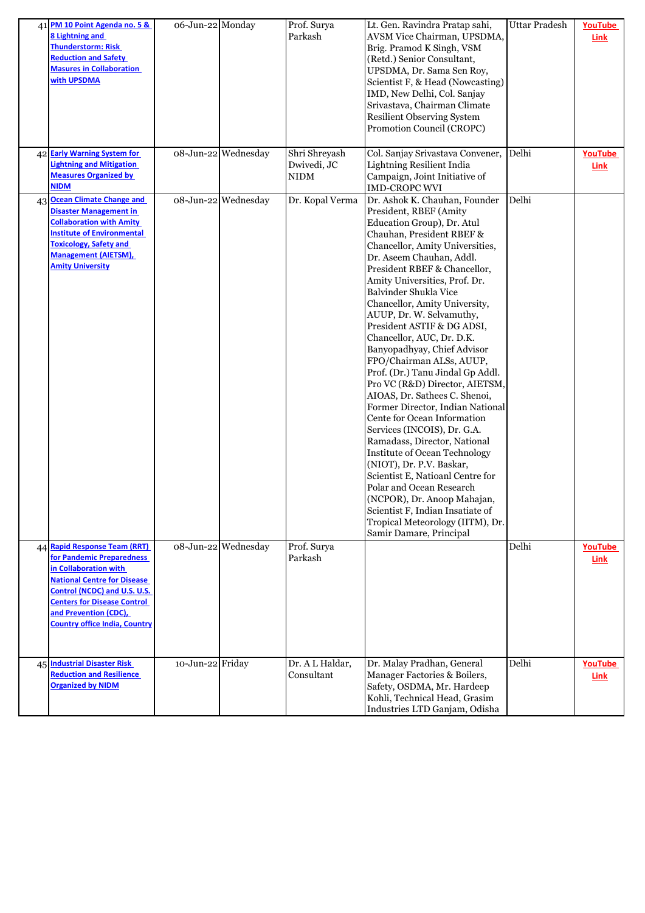| 41 | PM 10 Point Agenda no. 5 & 8 Lightning and Thunderstorm: Risk Reduction and Safety Masures in Collaboration with UPSDMA | 06-Jun-22 | Monday | Prof. Surya Parkash | Lt. Gen. Ravindra Pratap sahi, AVSM Vice Chairman, UPSDMA, Brig. Pramod K Singh, VSM (Retd.) Senior Consultant, UPSDMA, Dr. Sama Sen Roy, Scientist F, & Head (Nowcasting) IMD, New Delhi, Col. Sanjay Srivastava, Chairman Climate Resilient Observing System Promotion Council (CROPC) | Uttar Pradesh | YouTube Link |
|---|---|---|---|---|---|---|---|
| 42 | Early Warning System for Lightning and Mitigation Measures Organized by NIDM | 08-Jun-22 | Wednesday | Shri Shreyash Dwivedi, JC NIDM | Col. Sanjay Srivastava Convener, Lightning Resilient India Campaign, Joint Initiative of IMD-CROPC WVI | Delhi | YouTube Link |
| 43 | Ocean Climate Change and Disaster Management in Collaboration with Amity Institute of Environmental Toxicology, Safety and Management (AIETSM), Amity University | 08-Jun-22 | Wednesday | Dr. Kopal Verma | Dr. Ashok K. Chauhan, Founder President, RBEF (Amity Education Group), Dr. Atul Chauhan, President RBEF & Chancellor, Amity Universities, Dr. Aseem Chauhan, Addl. President RBEF & Chancellor, Amity Universities, Prof. Dr. Balvinder Shukla Vice Chancellor, Amity University, AUUP, Dr. W. Selvamuthy, President ASTIF & DG ADSI, Chancellor, AUC, Dr. D.K. Banyopadhyay, Chief Advisor FPO/Chairman ALSs, AUUP, Prof. (Dr.) Tanu Jindal Gp Addl. Pro VC (R&D) Director, AIETSM, AIOAS, Dr. Sathees C. Shenoi, Former Director, Indian National Cente for Ocean Information Services (INCOIS), Dr. G.A. Ramadass, Director, National Institute of Ocean Technology (NIOT), Dr. P.V. Baskar, Scientist E, Natioanl Centre for Polar and Ocean Research (NCPOR), Dr. Anoop Mahajan, Scientist F, Indian Insatiate of Tropical Meteorology (IITM), Dr. Samir Damare, Principal | Delhi | |
| 44 | Rapid Response Team (RRT) for Pandemic Preparedness in Collaboration with National Centre for Disease Control (NCDC) and U.S. U.S. Centers for Disease Control and Prevention (CDC), Country office India, Country | 08-Jun-22 | Wednesday | Prof. Surya Parkash | | Delhi | YouTube Link |
| 45 | Industrial Disaster Risk Reduction and Resilience Organized by NIDM | 10-Jun-22 | Friday | Dr. A L Haldar, Consultant | Dr. Malay Pradhan, General Manager Factories & Boilers, Safety, OSDMA, Mr. Hardeep Kohli, Technical Head, Grasim Industries LTD Ganjam, Odisha | Delhi | YouTube Link |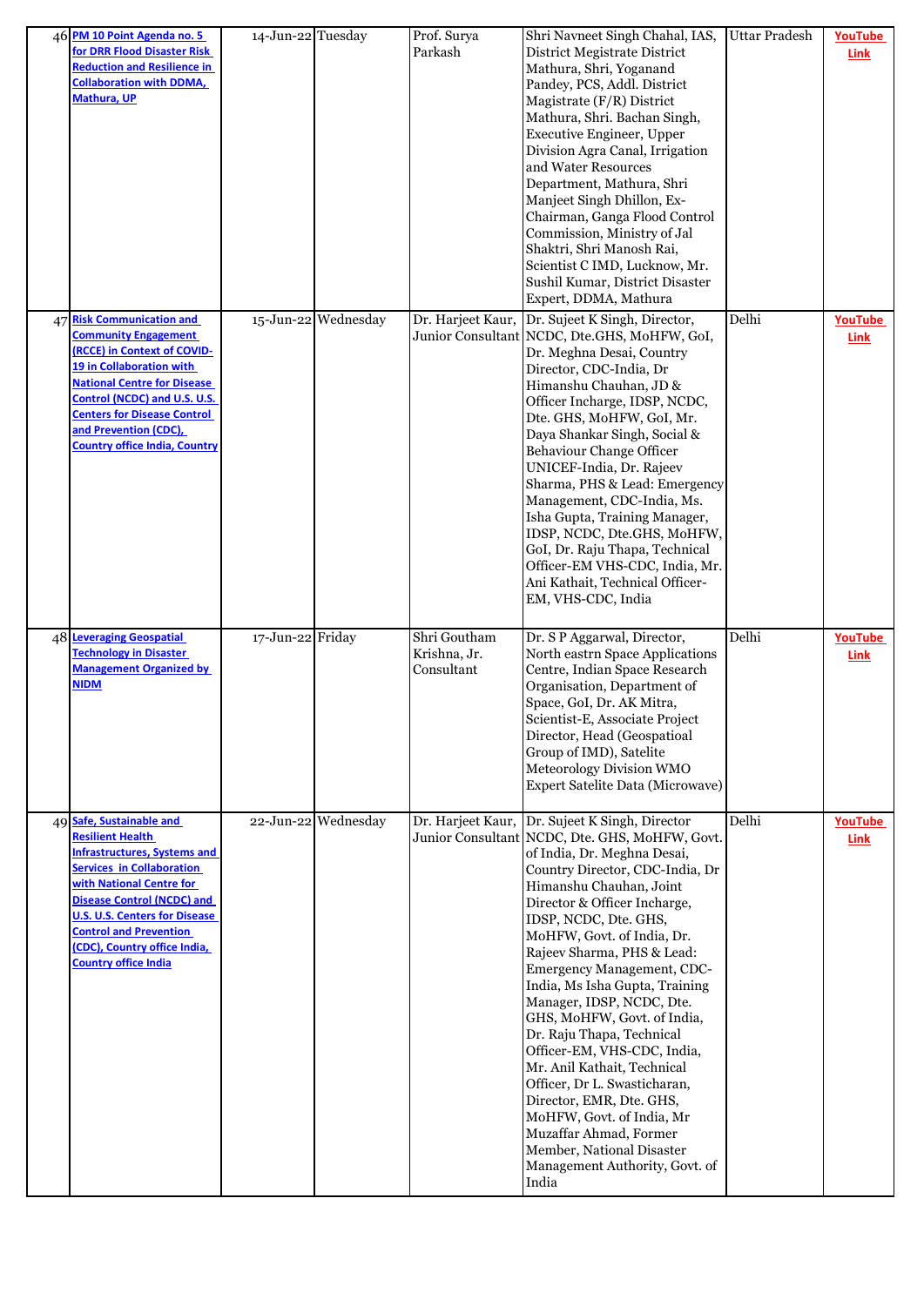| | | | | | | | |
|---|---|---|---|---|---|---|---|
| 46 | PM 10 Point Agenda no. 5 for DRR Flood Disaster Risk Reduction and Resilience in Collaboration with DDMA, Mathura, UP | 14-Jun-22 | Tuesday | Prof. Surya Parkash | Shri Navneet Singh Chahal, IAS, District Megistrate District Mathura, Shri, Yoganand Pandey, PCS, Addl. District Magistrate (F/R) District Mathura, Shri. Bachan Singh, Executive Engineer, Upper Division Agra Canal, Irrigation and Water Resources Department, Mathura, Shri Manjeet Singh Dhillon, Ex-Chairman, Ganga Flood Control Commission, Ministry of Jal Shaktri, Shri Manosh Rai, Scientist C IMD, Lucknow, Mr. Sushil Kumar, District Disaster Expert, DDMA, Mathura | Uttar Pradesh | YouTube Link |
| 47 | Risk Communication and Community Engagement (RCCE) in Context of COVID-19 in Collaboration with National Centre for Disease Control (NCDC) and U.S. U.S. Centers for Disease Control and Prevention (CDC), Country office India, Country | 15-Jun-22 | Wednesday | Dr. Harjeet Kaur, Junior Consultant | Dr. Sujeet K Singh, Director, NCDC, Dte.GHS, MoHFW, GoI, Dr. Meghna Desai, Country Director, CDC-India, Dr Himanshu Chauhan, JD & Officer Incharge, IDSP, NCDC, Dte. GHS, MoHFW, GoI, Mr. Daya Shankar Singh, Social & Behaviour Change Officer UNICEF-India, Dr. Rajeev Sharma, PHS & Lead: Emergency Management, CDC-India, Ms. Isha Gupta, Training Manager, IDSP, NCDC, Dte.GHS, MoHFW, GoI, Dr. Raju Thapa, Technical Officer-EM VHS-CDC, India, Mr. Ani Kathait, Technical Officer-EM, VHS-CDC, India | Delhi | YouTube Link |
| 48 | Leveraging Geospatial Technology in Disaster Management Organized by NIDM | 17-Jun-22 | Friday | Shri Goutham Krishna, Jr. Consultant | Dr. S P Aggarwal, Director, North eastrn Space Applications Centre, Indian Space Research Organisation, Department of Space, GoI, Dr. AK Mitra, Scientist-E, Associate Project Director, Head (Geospatioal Group of IMD), Satelite Meteorology Division WMO Expert Satelite Data (Microwave) | Delhi | YouTube Link |
| 49 | Safe, Sustainable and Resilient Health Infrastructures, Systems and Services in Collaboration with National Centre for Disease Control (NCDC) and U.S. U.S. Centers for Disease Control and Prevention (CDC), Country office India, Country office India | 22-Jun-22 | Wednesday | Dr. Harjeet Kaur, Junior Consultant | Dr. Sujeet K Singh, Director NCDC, Dte. GHS, MoHFW, Govt. of India, Dr. Meghna Desai, Country Director, CDC-India, Dr Himanshu Chauhan, Joint Director & Officer Incharge, IDSP, NCDC, Dte. GHS, MoHFW, Govt. of India, Dr. Rajeev Sharma, PHS & Lead: Emergency Management, CDC-India, Ms Isha Gupta, Training Manager, IDSP, NCDC, Dte. GHS, MoHFW, Govt. of India, Dr. Raju Thapa, Technical Officer-EM, VHS-CDC, India, Mr. Anil Kathait, Technical Officer, Dr L. Swasticharan, Director, EMR, Dte. GHS, MoHFW, Govt. of India, Mr Muzaffar Ahmad, Former Member, National Disaster Management Authority, Govt. of India | Delhi | YouTube Link |